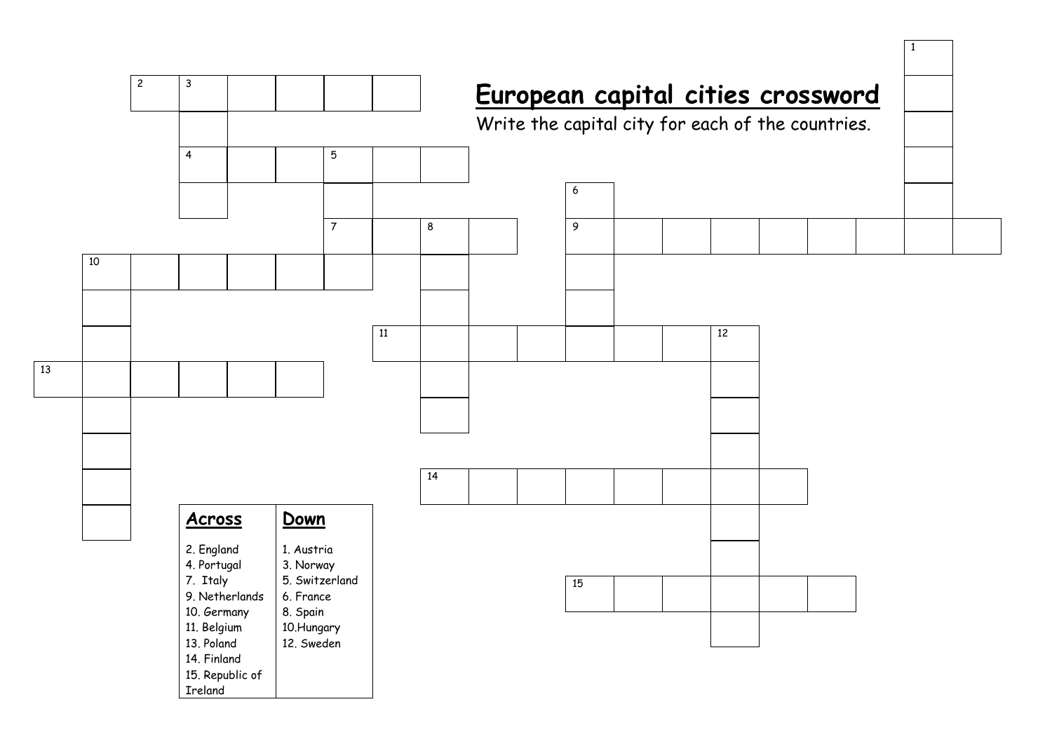# European capital cities crossword

Write the capital city for each of the countries.

| Across | Down |
|---|---|
| 2. England | 1. Austria |
| 4. Portugal | 3. Norway |
| 7. Italy | 5. Switzerland |
| 9. Netherlands | 6. France |
| 10. Germany | 8. Spain |
| 11. Belgium | 10. Hungary |
| 13. Poland | 12. Sweden |
| 14. Finland | |
| 15. Republic of Ireland | |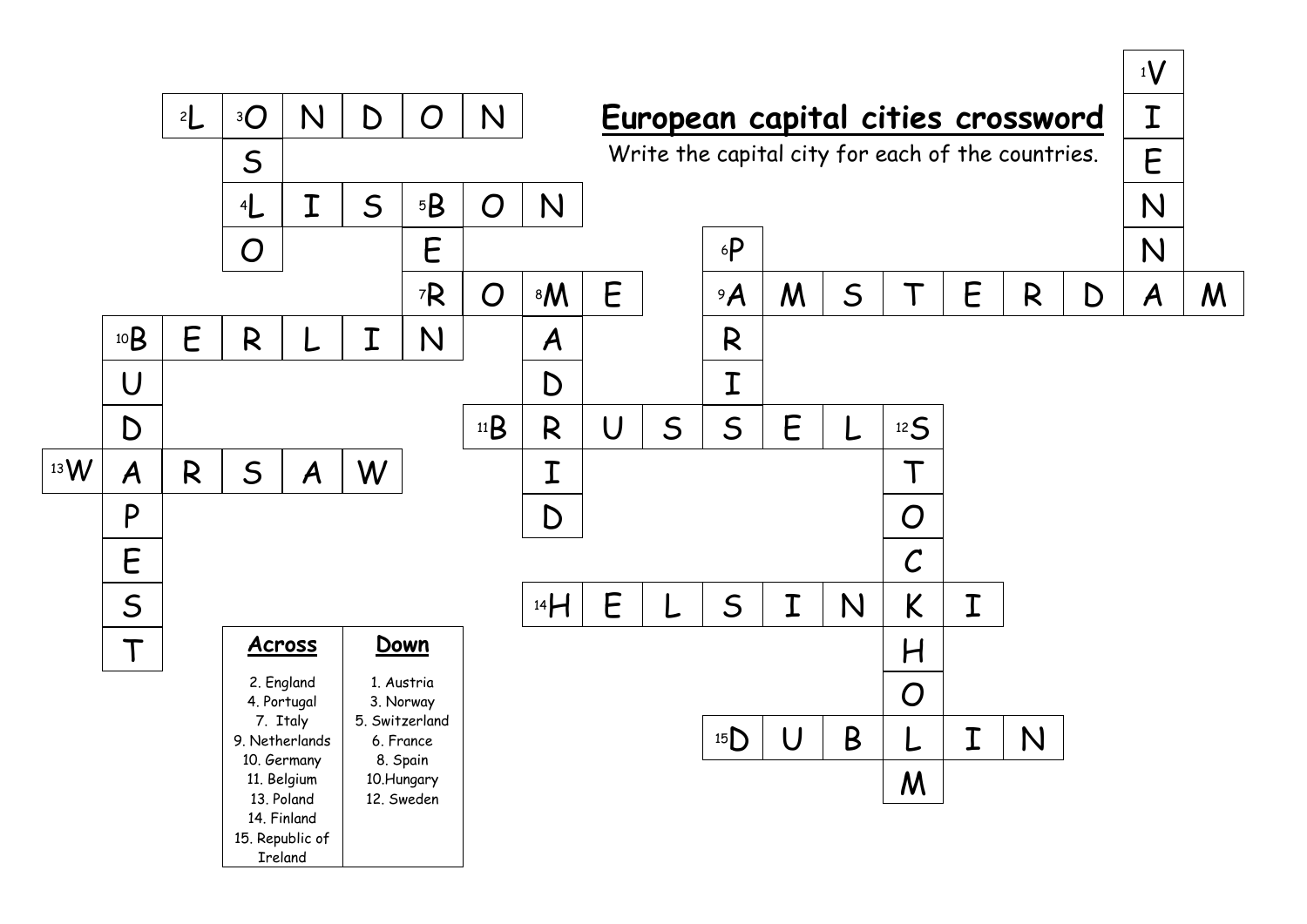## European capital cities crossword

Write the capital city for each of the countries.

| Across | Down |
| --- | --- |
| 2. England | 1. Austria |
| 4. Portugal | 3. Norway |
| 7. Italy | 5. Switzerland |
| 9. Netherlands | 6. France |
| 10. Germany | 8. Spain |
| 11. Belgium | 10. Hungary |
| 13. Poland | 12. Sweden |
| 14. Finland | |
| 15. Republic of Ireland | |

**Across answers:**

2. LONDON
4. LISBON
7. ROME
9. AMSTERDAM
10. BERLIN
11. BRUSSELS
13. WARSAW
14. HELSINKI
15. DUBLIN

**Down answers:**

1. VIENNA
3. OSLO
5. BERN
6. PARIS
8. MADRID
10. BUDAPEST
12. STOCKHOLM